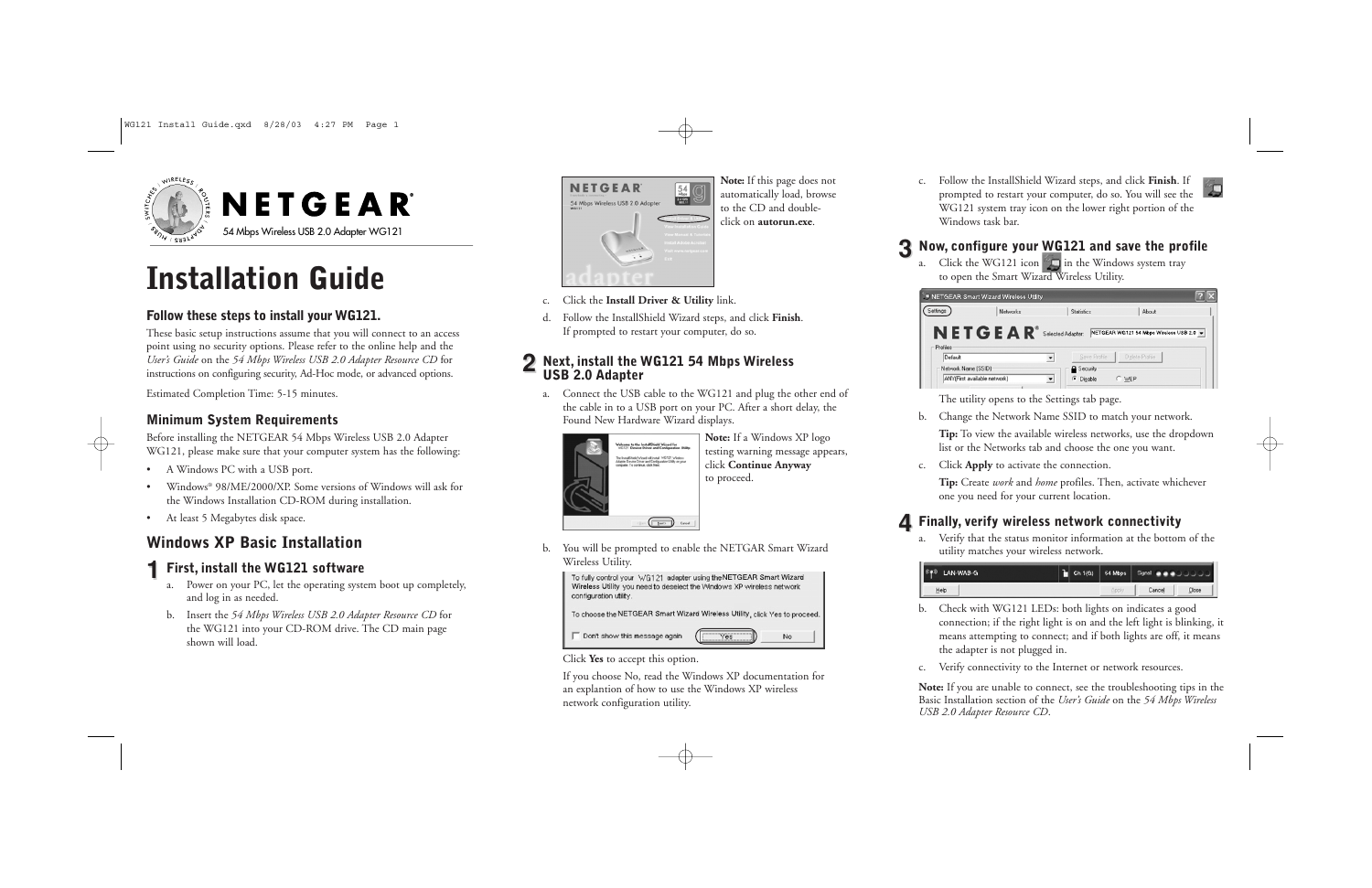NETGEAR

54 Mbps Wireless USB 2.0 Adapter WG121

# Installation Guide

### Follow these steps to install your WG121.

These basic setup instructions assume that you will connect to an access point using no security options. Please refer to the online help and the *User's Guide* on the *54 Mbps Wireless USB 2.0 Adapter Resource CD* for instructions on configuring security, Ad-Hoc mode, or advanced options.

Estimated Completion Time: 5-15 minutes.

### Minimum System Requirements

Before installing the NETGEAR 54 Mbps Wireless USB 2.0 Adapter WG121, please make sure that your computer system has the following:

- A Windows PC with a USB port.
- Windows® 98/ME/2000/XP. Some versions of Windows will ask for the Windows Installation CD-ROM during installation.
- At least 5 Megabytes disk space.

## Windows XP Basic Installation

### 1 First, install the WG121 software

a. Power on your PC, let the operating system boot up completely, and log in as needed.

b. Insert the *54 Mbps Wireless USB 2.0 Adapter Resource CD* for the WG121 into your CD-ROM drive. The CD main page shown will load.

**Note:** If this page does not automatically load, browse to the CD and double-click on **autorun.exe**.

c. Click the **Install Driver & Utility** link.

d. Follow the InstallShield Wizard steps, and click **Finish**. If prompted to restart your computer, do so.

### 2 Next, install the WG121 54 Mbps Wireless USB 2.0 Adapter

a. Connect the USB cable to the WG121 and plug the other end of the cable in to a USB port on your PC. After a short delay, the Found New Hardware Wizard displays.

**Note:** If a Windows XP logo testing warning message appears, click **Continue Anyway** to proceed.

b. You will be prompted to enable the NETGAR Smart Wizard Wireless Utility.

Click **Yes** to accept this option.

If you choose No, read the Windows XP documentation for an explantion of how to use the Windows XP wireless network configuration utility.

c. Follow the InstallShield Wizard steps, and click **Finish**. If prompted to restart your computer, do so. You will see the WG121 system tray icon on the lower right portion of the Windows task bar.

### 3 Now, configure your WG121 and save the profile

a. Click the WG121 icon in the Windows system tray to open the Smart Wizard Wireless Utility.

The utility opens to the Settings tab page.

b. Change the Network Name SSID to match your network.

**Tip:** To view the available wireless networks, use the dropdown list or the Networks tab and choose the one you want.

c. Click **Apply** to activate the connection.

**Tip:** Create *work* and *home* profiles. Then, activate whichever one you need for your current location.

### 4 Finally, verify wireless network connectivity

a. Verify that the status monitor information at the bottom of the utility matches your wireless network.

b. Check with WG121 LEDs: both lights on indicates a good connection; if the right light is on and the left light is blinking, it means attempting to connect; and if both lights are off, it means the adapter is not plugged in.

c. Verify connectivity to the Internet or network resources.

**Note:** If you are unable to connect, see the troubleshooting tips in the Basic Installation section of the *User's Guide* on the *54 Mbps Wireless USB 2.0 Adapter Resource CD*.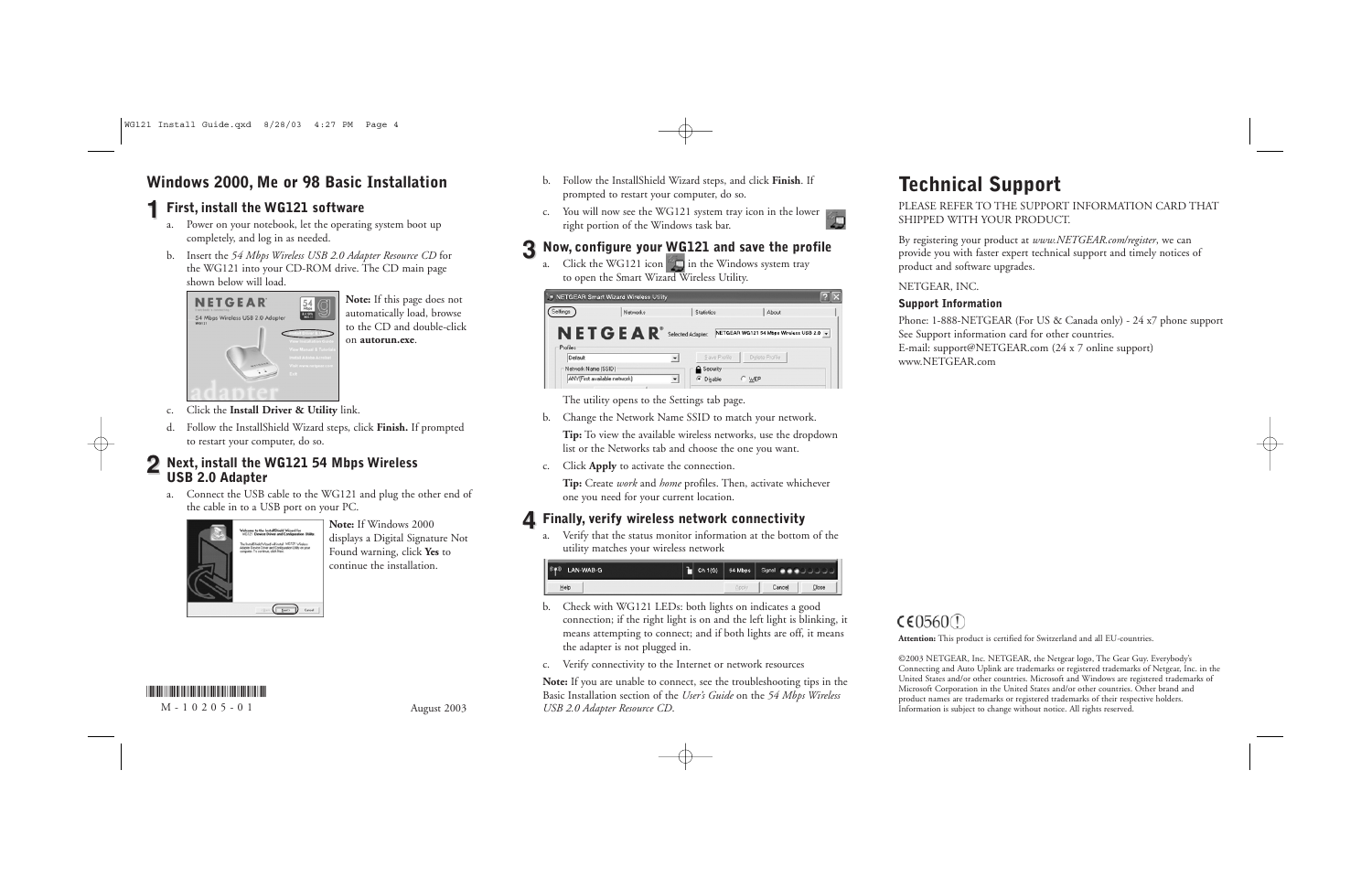## Windows 2000, Me or 98 Basic Installation

### 1 First, install the WG121 software

a. Power on your notebook, let the operating system boot up completely, and log in as needed.

b. Insert the *54 Mbps Wireless USB 2.0 Adapter Resource CD* for the WG121 into your CD-ROM drive. The CD main page shown below will load.

**Note:** If this page does not automatically load, browse to the CD and double-click on **autorun.exe**.

c. Click the **Install Driver & Utility** link.

d. Follow the InstallShield Wizard steps, click **Finish.** If prompted to restart your computer, do so.

### 2 Next, install the WG121 54 Mbps Wireless USB 2.0 Adapter

a. Connect the USB cable to the WG121 and plug the other end of the cable in to a USB port on your PC.

**Note:** If Windows 2000 displays a Digital Signature Not Found warning, click **Yes** to continue the installation.

b. Follow the InstallShield Wizard steps, and click **Finish**. If prompted to restart your computer, do so.

c. You will now see the WG121 system tray icon in the lower right portion of the Windows task bar.

### 3 Now, configure your WG121 and save the profile

a. Click the WG121 icon in the Windows system tray to open the Smart Wizard Wireless Utility.

The utility opens to the Settings tab page.

b. Change the Network Name SSID to match your network.

**Tip:** To view the available wireless networks, use the dropdown list or the Networks tab and choose the one you want.

c. Click **Apply** to activate the connection.

**Tip:** Create *work* and *home* profiles. Then, activate whichever one you need for your current location.

### 4 Finally, verify wireless network connectivity

a. Verify that the status monitor information at the bottom of the utility matches your wireless network

b. Check with WG121 LEDs: both lights on indicates a good connection; if the right light is on and the left light is blinking, it means attempting to connect; and if both lights are off, it means the adapter is not plugged in.

c. Verify connectivity to the Internet or network resources

**Note:** If you are unable to connect, see the troubleshooting tips in the Basic Installation section of the *User's Guide* on the *54 Mbps Wireless USB 2.0 Adapter Resource CD*.

M-10205-01

August 2003

# Technical Support

PLEASE REFER TO THE SUPPORT INFORMATION CARD THAT SHIPPED WITH YOUR PRODUCT.

By registering your product at *www.NETGEAR.com/register*, we can provide you with faster expert technical support and timely notices of product and software upgrades.

NETGEAR, INC.

**Support Information**

Phone: 1-888-NETGEAR (For US & Canada only) - 24 x7 phone support
See Support information card for other countries.
E-mail: support@NETGEAR.com (24 x 7 online support)
www.NETGEAR.com

CE0560 ⓘ

**Attention:** This product is certified for Switzerland and all EU-countries.

©2003 NETGEAR, Inc. NETGEAR, the Netgear logo, The Gear Guy. Everybody's Connecting and Auto Uplink are trademarks or registered trademarks of Netgear, Inc. in the United States and/or other countries. Microsoft and Windows are registered trademarks of Microsoft Corporation in the United States and/or other countries. Other brand and product names are trademarks or registered trademarks of their respective holders. Information is subject to change without notice. All rights reserved.